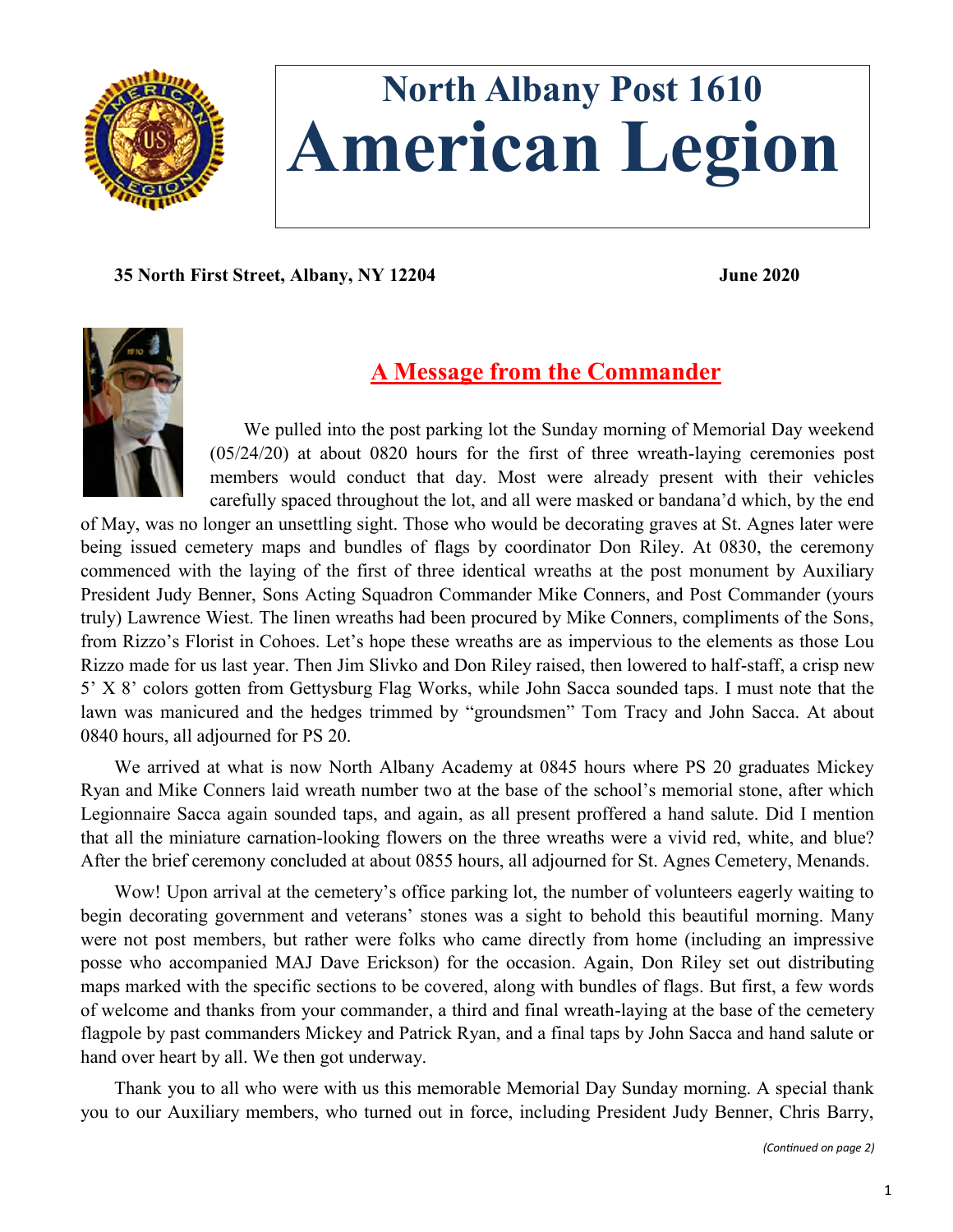# North Albany Post 1610
# American Legion

**35 North First Street, Albany, NY 12204** **June 2020**

## A Message from the Commander

We pulled into the post parking lot the Sunday morning of Memorial Day weekend (05/24/20) at about 0820 hours for the first of three wreath-laying ceremonies post members would conduct that day. Most were already present with their vehicles carefully spaced throughout the lot, and all were masked or bandana'd which, by the end of May, was no longer an unsettling sight. Those who would be decorating graves at St. Agnes later were being issued cemetery maps and bundles of flags by coordinator Don Riley. At 0830, the ceremony commenced with the laying of the first of three identical wreaths at the post monument by Auxiliary President Judy Benner, Sons Acting Squadron Commander Mike Conners, and Post Commander (yours truly) Lawrence Wiest. The linen wreaths had been procured by Mike Conners, compliments of the Sons, from Rizzo's Florist in Cohoes. Let's hope these wreaths are as impervious to the elements as those Lou Rizzo made for us last year. Then Jim Slivko and Don Riley raised, then lowered to half-staff, a crisp new 5' X 8' colors gotten from Gettysburg Flag Works, while John Sacca sounded taps. I must note that the lawn was manicured and the hedges trimmed by "groundsmen" Tom Tracy and John Sacca. At about 0840 hours, all adjourned for PS 20.

We arrived at what is now North Albany Academy at 0845 hours where PS 20 graduates Mickey Ryan and Mike Conners laid wreath number two at the base of the school's memorial stone, after which Legionnaire Sacca again sounded taps, and again, as all present proffered a hand salute. Did I mention that all the miniature carnation-looking flowers on the three wreaths were a vivid red, white, and blue? After the brief ceremony concluded at about 0855 hours, all adjourned for St. Agnes Cemetery, Menands.

Wow! Upon arrival at the cemetery's office parking lot, the number of volunteers eagerly waiting to begin decorating government and veterans' stones was a sight to behold this beautiful morning. Many were not post members, but rather were folks who came directly from home (including an impressive posse who accompanied MAJ Dave Erickson) for the occasion. Again, Don Riley set out distributing maps marked with the specific sections to be covered, along with bundles of flags. But first, a few words of welcome and thanks from your commander, a third and final wreath-laying at the base of the cemetery flagpole by past commanders Mickey and Patrick Ryan, and a final taps by John Sacca and hand salute or hand over heart by all. We then got underway.

Thank you to all who were with us this memorable Memorial Day Sunday morning. A special thank you to our Auxiliary members, who turned out in force, including President Judy Benner, Chris Barry,

*(Continued on page 2)*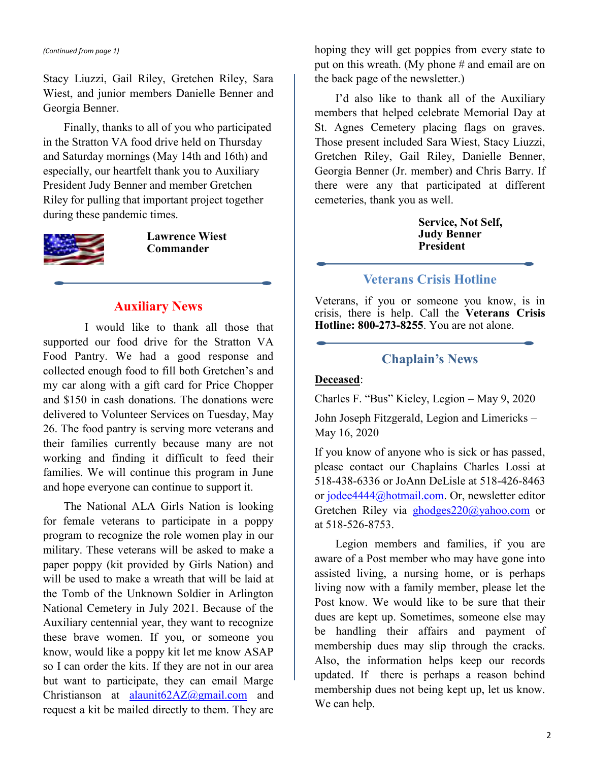*(Continued from page 1)*

Stacy Liuzzi, Gail Riley, Gretchen Riley, Sara Wiest, and junior members Danielle Benner and Georgia Benner.

Finally, thanks to all of you who participated in the Stratton VA food drive held on Thursday and Saturday mornings (May 14th and 16th) and especially, our heartfelt thank you to Auxiliary President Judy Benner and member Gretchen Riley for pulling that important project together during these pandemic times.

**Lawrence Wiest**
**Commander**

## Auxiliary News

I would like to thank all those that supported our food drive for the Stratton VA Food Pantry. We had a good response and collected enough food to fill both Gretchen's and my car along with a gift card for Price Chopper and $150 in cash donations. The donations were delivered to Volunteer Services on Tuesday, May 26. The food pantry is serving more veterans and their families currently because many are not working and finding it difficult to feed their families. We will continue this program in June and hope everyone can continue to support it.

The National ALA Girls Nation is looking for female veterans to participate in a poppy program to recognize the role women play in our military. These veterans will be asked to make a paper poppy (kit provided by Girls Nation) and will be used to make a wreath that will be laid at the Tomb of the Unknown Soldier in Arlington National Cemetery in July 2021. Because of the Auxiliary centennial year, they want to recognize these brave women. If you, or someone you know, would like a poppy kit let me know ASAP so I can order the kits. If they are not in our area but want to participate, they can email Marge Christianson at alaunit62AZ@gmail.com and request a kit be mailed directly to them. They are hoping they will get poppies from every state to put on this wreath. (My phone # and email are on the back page of the newsletter.)

I'd also like to thank all of the Auxiliary members that helped celebrate Memorial Day at St. Agnes Cemetery placing flags on graves. Those present included Sara Wiest, Stacy Liuzzi, Gretchen Riley, Gail Riley, Danielle Benner, Georgia Benner (Jr. member) and Chris Barry. If there were any that participated at different cemeteries, thank you as well.

**Service, Not Self,**
**Judy Benner**
**President**

## Veterans Crisis Hotline

Veterans, if you or someone you know, is in crisis, there is help. Call the **Veterans Crisis Hotline: 800-273-8255**. You are not alone.

## Chaplain's News

**Deceased**:

Charles F. "Bus" Kieley, Legion – May 9, 2020

John Joseph Fitzgerald, Legion and Limericks – May 16, 2020

If you know of anyone who is sick or has passed, please contact our Chaplains Charles Lossi at 518-438-6336 or JoAnn DeLisle at 518-426-8463 or jodee4444@hotmail.com. Or, newsletter editor Gretchen Riley via ghodges220@yahoo.com or at 518-526-8753.

Legion members and families, if you are aware of a Post member who may have gone into assisted living, a nursing home, or is perhaps living now with a family member, please let the Post know. We would like to be sure that their dues are kept up. Sometimes, someone else may be handling their affairs and payment of membership dues may slip through the cracks. Also, the information helps keep our records updated. If there is perhaps a reason behind membership dues not being kept up, let us know. We can help.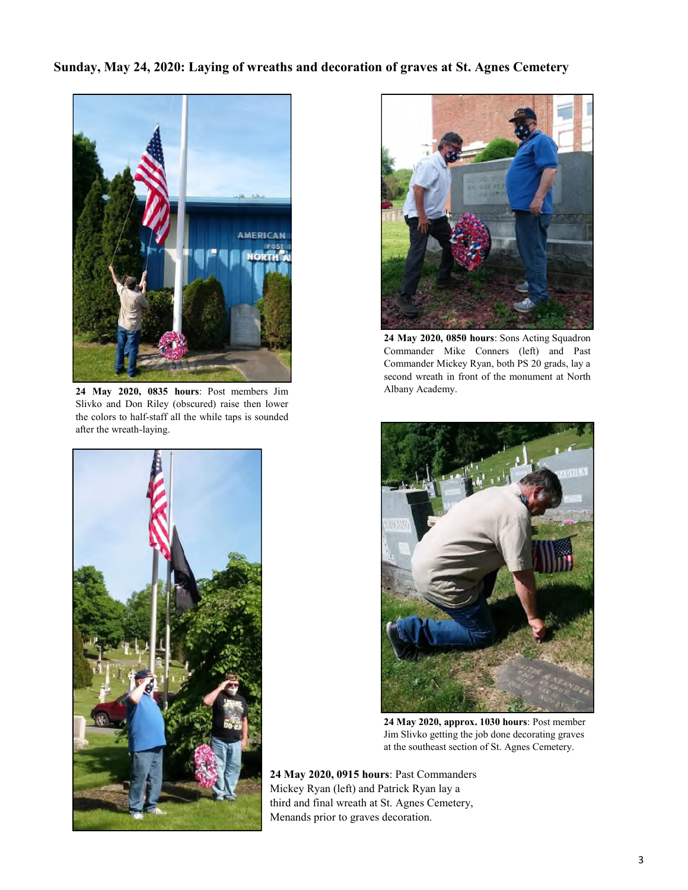## Sunday, May 24, 2020: Laying of wreaths and decoration of graves at St. Agnes Cemetery

**24 May 2020, 0835 hours**: Post members Jim Slivko and Don Riley (obscured) raise then lower the colors to half-staff all the while taps is sounded after the wreath-laying.

**24 May 2020, 0850 hours**: Sons Acting Squadron Commander Mike Conners (left) and Past Commander Mickey Ryan, both PS 20 grads, lay a second wreath in front of the monument at North Albany Academy.

**24 May 2020, 0915 hours**: Past Commanders Mickey Ryan (left) and Patrick Ryan lay a third and final wreath at St. Agnes Cemetery, Menands prior to graves decoration.

**24 May 2020, approx. 1030 hours**: Post member Jim Slivko getting the job done decorating graves at the southeast section of St. Agnes Cemetery.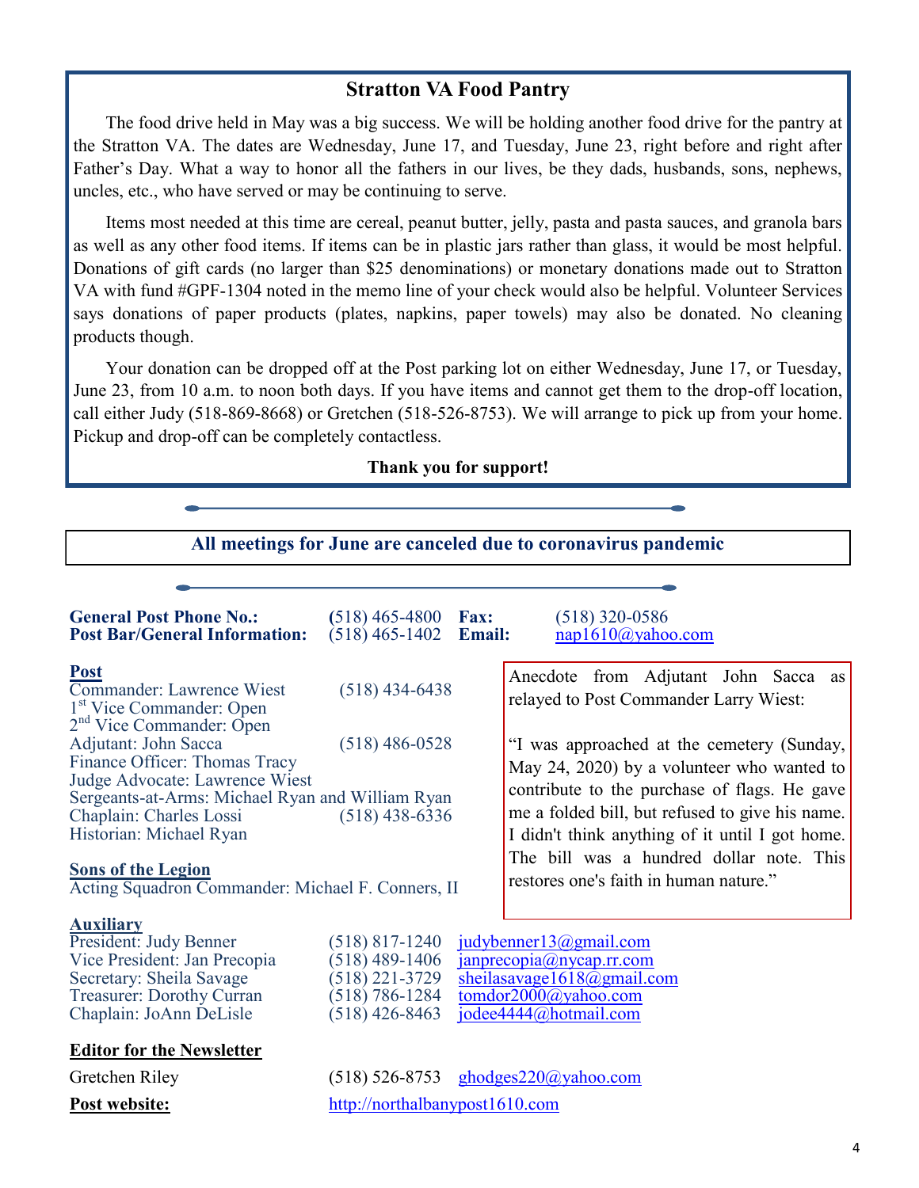## Stratton VA Food Pantry

The food drive held in May was a big success. We will be holding another food drive for the pantry at the Stratton VA. The dates are Wednesday, June 17, and Tuesday, June 23, right before and right after Father's Day. What a way to honor all the fathers in our lives, be they dads, husbands, sons, nephews, uncles, etc., who have served or may be continuing to serve.

Items most needed at this time are cereal, peanut butter, jelly, pasta and pasta sauces, and granola bars as well as any other food items. If items can be in plastic jars rather than glass, it would be most helpful. Donations of gift cards (no larger than $25 denominations) or monetary donations made out to Stratton VA with fund #GPF-1304 noted in the memo line of your check would also be helpful. Volunteer Services says donations of paper products (plates, napkins, paper towels) may also be donated. No cleaning products though.

Your donation can be dropped off at the Post parking lot on either Wednesday, June 17, or Tuesday, June 23, from 10 a.m. to noon both days. If you have items and cannot get them to the drop-off location, call either Judy (518-869-8668) or Gretchen (518-526-8753). We will arrange to pick up from your home. Pickup and drop-off can be completely contactless.

**Thank you for support!**

---

**All meetings for June are canceled due to coronavirus pandemic**

---

**General Post Phone No.:** (518) 465-4800 **Fax:** (518) 320-0586
**Post Bar/General Information:** (518) 465-1402 **Email:** nap1610@yahoo.com

**Post**
Commander: Lawrence Wiest (518) 434-6438
1st Vice Commander: Open
2nd Vice Commander: Open
Adjutant: John Sacca (518) 486-0528
Finance Officer: Thomas Tracy
Judge Advocate: Lawrence Wiest
Sergeants-at-Arms: Michael Ryan and William Ryan
Chaplain: Charles Lossi (518) 438-6336
Historian: Michael Ryan

**Sons of the Legion**
Acting Squadron Commander: Michael F. Conners, II

Anecdote from Adjutant John Sacca as relayed to Post Commander Larry Wiest:

"I was approached at the cemetery (Sunday, May 24, 2020) by a volunteer who wanted to contribute to the purchase of flags. He gave me a folded bill, but refused to give his name. I didn't think anything of it until I got home. The bill was a hundred dollar note. This restores one's faith in human nature."

**Auxiliary**
President: Judy Benner (518) 817-1240 judybenner13@gmail.com
Vice President: Jan Precopia (518) 489-1406 janprecopia@nycap.rr.com
Secretary: Sheila Savage (518) 221-3729 sheilasavage1618@gmail.com
Treasurer: Dorothy Curran (518) 786-1284 tomdor2000@yahoo.com
Chaplain: JoAnn DeLisle (518) 426-8463 jodee4444@hotmail.com

**Editor for the Newsletter**
Gretchen Riley (518) 526-8753 ghodges220@yahoo.com

**Post website:** http://northalbanypost1610.com